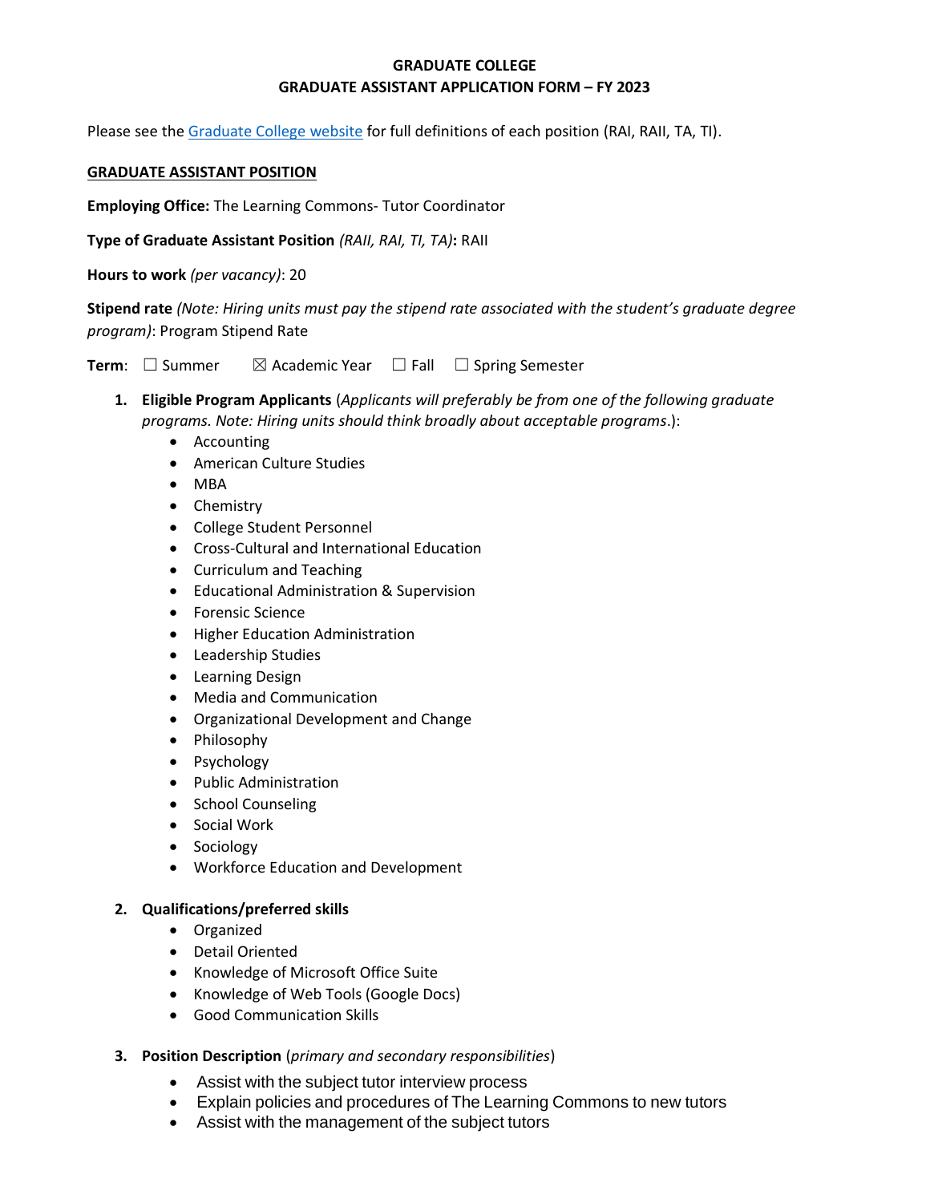**GRADUATE COLLEGE**
**GRADUATE ASSISTANT APPLICATION FORM – FY 2023**

Please see the [Graduate College website](#) for full definitions of each position (RAI, RAII, TA, TI).

**<u>GRADUATE ASSISTANT POSITION</u>**

**Employing Office:** The Learning Commons- Tutor Coordinator

**Type of Graduate Assistant Position** *(RAII, RAI, TI, TA)***:** RAII

**Hours to work** *(per vacancy)*: 20

**Stipend rate** *(Note: Hiring units must pay the stipend rate associated with the student's graduate degree program)*: Program Stipend Rate

**Term**: ☐ Summer ☒ Academic Year ☐ Fall ☐ Spring Semester

1. **Eligible Program Applicants** (*Applicants will preferably be from one of the following graduate programs. Note: Hiring units should think broadly about acceptable programs*.):
   - Accounting
   - American Culture Studies
   - MBA
   - Chemistry
   - College Student Personnel
   - Cross-Cultural and International Education
   - Curriculum and Teaching
   - Educational Administration & Supervision
   - Forensic Science
   - Higher Education Administration
   - Leadership Studies
   - Learning Design
   - Media and Communication
   - Organizational Development and Change
   - Philosophy
   - Psychology
   - Public Administration
   - School Counseling
   - Social Work
   - Sociology
   - Workforce Education and Development

2. **Qualifications/preferred skills**
   - Organized
   - Detail Oriented
   - Knowledge of Microsoft Office Suite
   - Knowledge of Web Tools (Google Docs)
   - Good Communication Skills

3. **Position Description** (*primary and secondary responsibilities*)
   - Assist with the subject tutor interview process
   - Explain policies and procedures of The Learning Commons to new tutors
   - Assist with the management of the subject tutors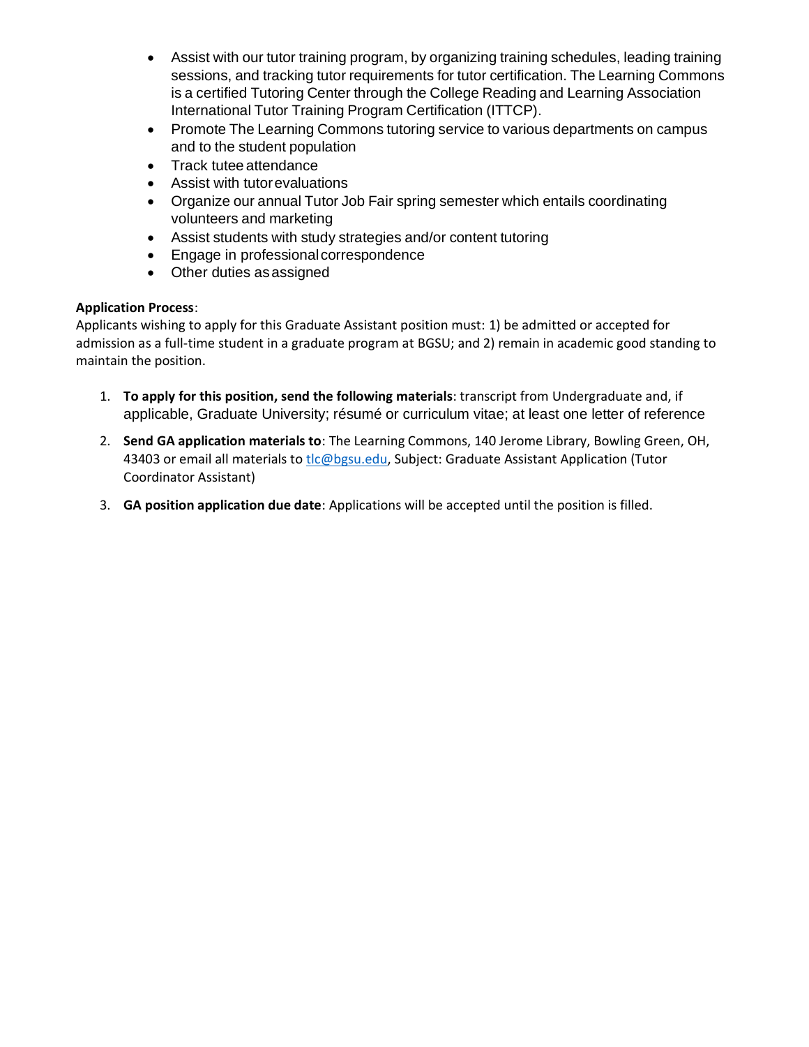- Assist with our tutor training program, by organizing training schedules, leading training sessions, and tracking tutor requirements for tutor certification. The Learning Commons is a certified Tutoring Center through the College Reading and Learning Association International Tutor Training Program Certification (ITTCP).
- Promote The Learning Commons tutoring service to various departments on campus and to the student population
- Track tutee attendance
- Assist with tutor evaluations
- Organize our annual Tutor Job Fair spring semester which entails coordinating volunteers and marketing
- Assist students with study strategies and/or content tutoring
- Engage in professional correspondence
- Other duties as assigned

**Application Process**:
Applicants wishing to apply for this Graduate Assistant position must: 1) be admitted or accepted for admission as a full-time student in a graduate program at BGSU; and 2) remain in academic good standing to maintain the position.

1. **To apply for this position, send the following materials**: transcript from Undergraduate and, if applicable, Graduate University; résumé or curriculum vitae; at least one letter of reference
2. **Send GA application materials to**: The Learning Commons, 140 Jerome Library, Bowling Green, OH, 43403 or email all materials to tlc@bgsu.edu, Subject: Graduate Assistant Application (Tutor Coordinator Assistant)
3. **GA position application due date**: Applications will be accepted until the position is filled.